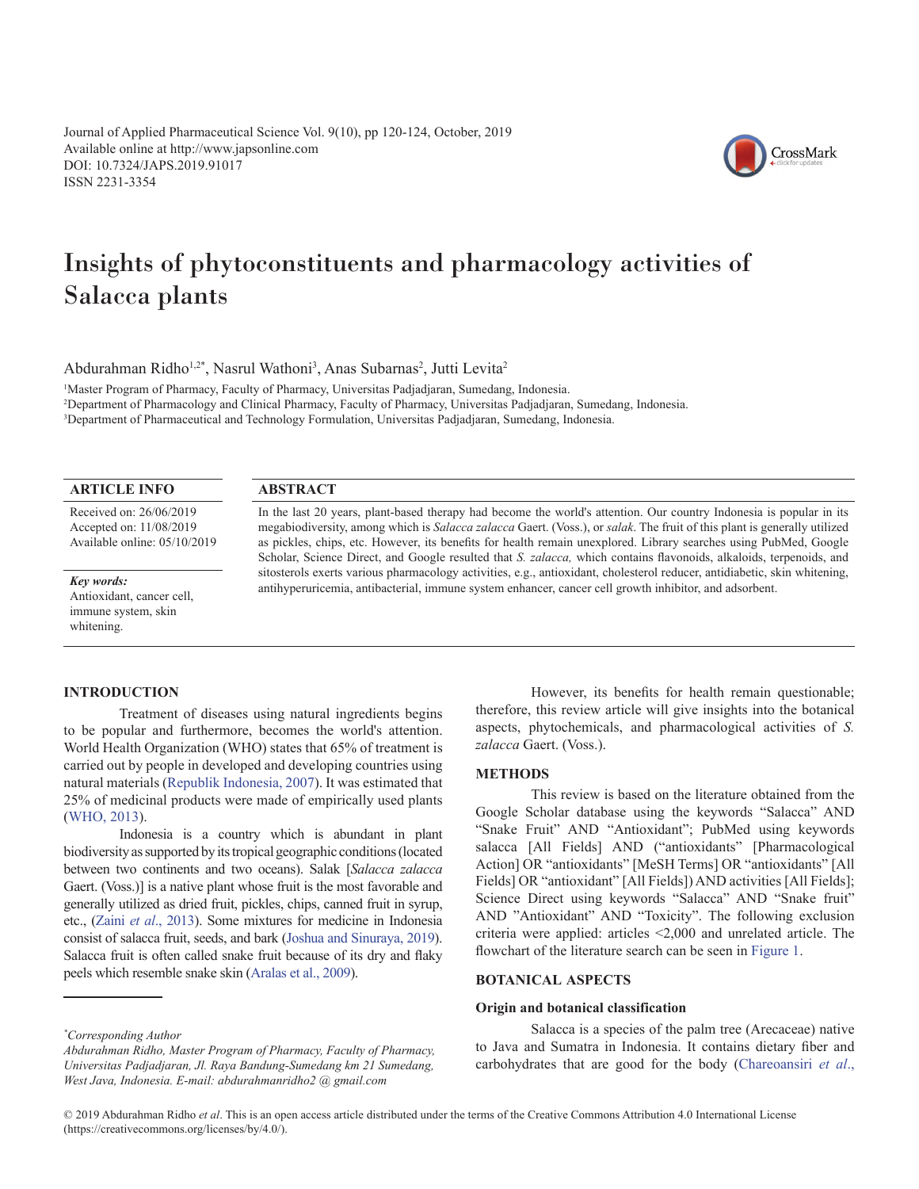Journal of Applied Pharmaceutical Science Vol. 9(10), pp 120-124, October, 2019
Available online at http://www.japsonline.com
DOI: 10.7324/JAPS.2019.91017
ISSN 2231-3354

# Insights of phytoconstituents and pharmacology activities of Salacca plants

Abdurahman Ridho[1,2*], Nasrul Wathoni[3], Anas Subarnas[2], Jutti Levita[2]

[1]Master Program of Pharmacy, Faculty of Pharmacy, Universitas Padjadjaran, Sumedang, Indonesia.
[2]Department of Pharmacology and Clinical Pharmacy, Faculty of Pharmacy, Universitas Padjadjaran, Sumedang, Indonesia.
[3]Department of Pharmaceutical and Technology Formulation, Universitas Padjadjaran, Sumedang, Indonesia.

## ARTICLE INFO

Received on: 26/06/2019
Accepted on: 11/08/2019
Available online: 05/10/2019

***Key words:***
Antioxidant, cancer cell, immune system, skin whitening.

## ABSTRACT

In the last 20 years, plant-based therapy had become the world's attention. Our country Indonesia is popular in its megabiodiversity, among which is *Salacca zalacca* Gaert. (Voss.), or *salak*. The fruit of this plant is generally utilized as pickles, chips, etc. However, its benefits for health remain unexplored. Library searches using PubMed, Google Scholar, Science Direct, and Google resulted that *S. zalacca,* which contains flavonoids, alkaloids, terpenoids, and sitosterols exerts various pharmacology activities, e.g., antioxidant, cholesterol reducer, antidiabetic, skin whitening, antihyperuricemia, antibacterial, immune system enhancer, cancer cell growth inhibitor, and adsorbent.

## INTRODUCTION

Treatment of diseases using natural ingredients begins to be popular and furthermore, becomes the world's attention. World Health Organization (WHO) states that 65% of treatment is carried out by people in developed and developing countries using natural materials (Republik Indonesia, 2007). It was estimated that 25% of medicinal products were made of empirically used plants (WHO, 2013).

Indonesia is a country which is abundant in plant biodiversity as supported by its tropical geographic conditions (located between two continents and two oceans). Salak [*Salacca zalacca* Gaert. (Voss.)] is a native plant whose fruit is the most favorable and generally utilized as dried fruit, pickles, chips, canned fruit in syrup, etc., (Zaini *et al*., 2013). Some mixtures for medicine in Indonesia consist of salacca fruit, seeds, and bark (Joshua and Sinuraya, 2019). Salacca fruit is often called snake fruit because of its dry and flaky peels which resemble snake skin (Aralas et al., 2009).

However, its benefits for health remain questionable; therefore, this review article will give insights into the botanical aspects, phytochemicals, and pharmacological activities of *S. zalacca* Gaert. (Voss.).

## METHODS

This review is based on the literature obtained from the Google Scholar database using the keywords "Salacca" AND "Snake Fruit" AND "Antioxidant"; PubMed using keywords salacca [All Fields] AND ("antioxidants" [Pharmacological Action] OR "antioxidants" [MeSH Terms] OR "antioxidants" [All Fields] OR "antioxidant" [All Fields]) AND activities [All Fields]; Science Direct using keywords "Salacca" AND "Snake fruit" AND "Antioxidant" AND "Toxicity". The following exclusion criteria were applied: articles <2,000 and unrelated article. The flowchart of the literature search can be seen in Figure 1.

## BOTANICAL ASPECTS

### Origin and botanical classification

Salacca is a species of the palm tree (Arecaceae) native to Java and Sumatra in Indonesia. It contains dietary fiber and carbohydrates that are good for the body (Chareoansiri *et al*.,

---

*\*Corresponding Author*
*Abdurahman Ridho, Master Program of Pharmacy, Faculty of Pharmacy, Universitas Padjadjaran, Jl. Raya Bandung-Sumedang km 21 Sumedang, West Java, Indonesia. E-mail: abdurahmanridho2 @ gmail.com*

© 2019 Abdurahman Ridho *et al*. This is an open access article distributed under the terms of the Creative Commons Attribution 4.0 International License (https://creativecommons.org/licenses/by/4.0/).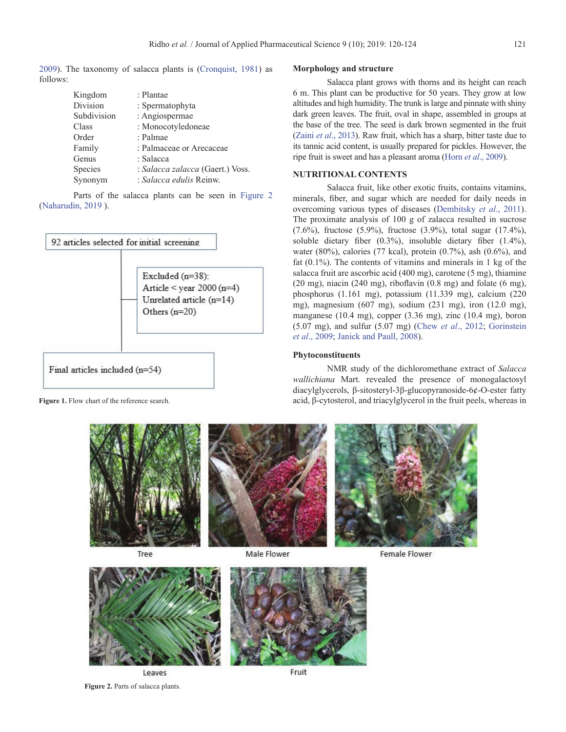2009). The taxonomy of salacca plants is (Cronquist, 1981) as follows:

| | |
|---|---|
| Kingdom | : Plantae |
| Division | : Spermatophyta |
| Subdivision | : Angiospermae |
| Class | : Monocotyledoneae |
| Order | : Palmae |
| Family | : Palmaceae or Arecaceae |
| Genus | : Salacca |
| Species | : *Salacca zalacca* (Gaert.) Voss. |
| Synonym | : *Salacca edulis* Reinw. |

Parts of the salacca plants can be seen in Figure 2 (Naharudin, 2019 ).

92 articles selected for initial screening

Excluded (n=38):
Article < year 2000 (n=4)
Unrelated article (n=14)
Others (n=20)

Final articles included (n=54)

**Figure 1.** Flow chart of the reference search.

### Morphology and structure

Salacca plant grows with thorns and its height can reach 6 m. This plant can be productive for 50 years. They grow at low altitudes and high humidity. The trunk is large and pinnate with shiny dark green leaves. The fruit, oval in shape, assembled in groups at the base of the tree. The seed is dark brown segmented in the fruit (Zaini *et al*., 2013). Raw fruit, which has a sharp, bitter taste due to its tannic acid content, is usually prepared for pickles. However, the ripe fruit is sweet and has a pleasant aroma (Horn *et al*., 2009).

## NUTRITIONAL CONTENTS

Salacca fruit, like other exotic fruits, contains vitamins, minerals, fiber, and sugar which are needed for daily needs in overcoming various types of diseases (Dembitsky *et al*., 2011). The proximate analysis of 100 g of zalacca resulted in sucrose (7.6%), fructose (5.9%), fructose (3.9%), total sugar (17.4%), soluble dietary fiber (0.3%), insoluble dietary fiber (1.4%), water (80%), calories (77 kcal), protein (0.7%), ash (0.6%), and fat (0.1%). The contents of vitamins and minerals in 1 kg of the salacca fruit are ascorbic acid (400 mg), carotene (5 mg), thiamine (20 mg), niacin (240 mg), riboflavin (0.8 mg) and folate (6 mg), phosphorus (1.161 mg), potassium (11.339 mg), calcium (220 mg), magnesium (607 mg), sodium (231 mg), iron (12.0 mg), manganese (10.4 mg), copper (3.36 mg), zinc (10.4 mg), boron (5.07 mg), and sulfur (5.07 mg) (Chew *et al*., 2012; Gorinstein *et al*., 2009; Janick and Paull, 2008).

### Phytoconstituents

NMR study of the dichloromethane extract of *Salacca wallichiana* Mart. revealed the presence of monogalactosyl diacylglycerols, β-sitosteryl-3β-glucopyranoside-6¢-O-ester fatty acid, β-cytosterol, and triacylglycerol in the fruit peels, whereas in

Tree | Male Flower | Female Flower | Leaves | Fruit

**Figure 2.** Parts of salacca plants.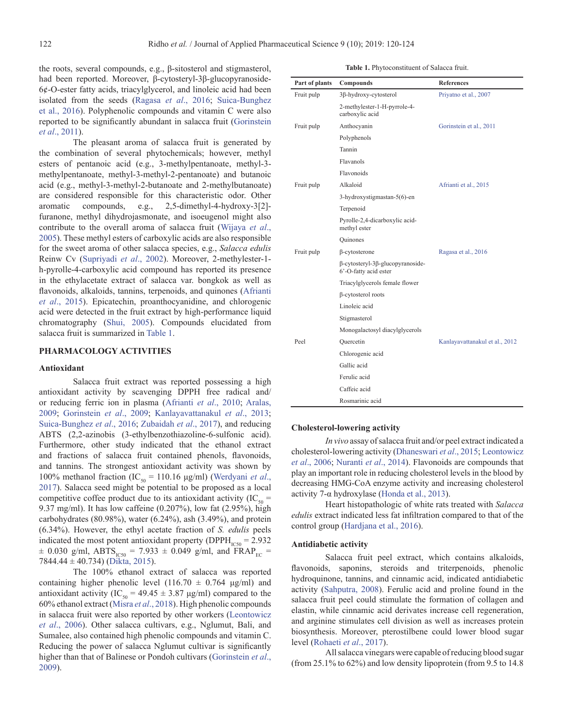the roots, several compounds, e.g., β-sitosterol and stigmasterol, had been reported. Moreover, β-cytosteryl-3β-glucopyranoside-6¢-O-ester fatty acids, triacylglycerol, and linoleic acid had been isolated from the seeds (Ragasa *et al*., 2016; Suica-Bunghez et al., 2016). Polyphenolic compounds and vitamin C were also reported to be significantly abundant in salacca fruit (Gorinstein *et al*., 2011).

The pleasant aroma of salacca fruit is generated by the combination of several phytochemicals; however, methyl esters of pentanoic acid (e.g., 3-methylpentanoate, methyl-3-methylpentanoate, methyl-3-methyl-2-pentanoate) and butanoic acid (e.g., methyl-3-methyl-2-butanoate and 2-methylbutanoate) are considered responsible for this characteristic odor. Other aromatic compounds, e.g., 2,5-dimethyl-4-hydroxy-3[2]-furanone, methyl dihydrojasmonate, and isoeugenol might also contribute to the overall aroma of salacca fruit (Wijaya *et al*., 2005). These methyl esters of carboxylic acids are also responsible for the sweet aroma of other salacca species, e.g., *Salacca edulis* Reinw Cv (Supriyadi *et al*., 2002). Moreover, 2-methylester-1-h-pyrolle-4-carboxylic acid compound has reported its presence in the ethylacetate extract of salacca var. bongkok as well as flavonoids, alkaloids, tannins, terpenoids, and quinones (Afrianti *et al*., 2015). Epicatechin, proanthocyanidine, and chlorogenic acid were detected in the fruit extract by high-performance liquid chromatography (Shui, 2005). Compounds elucidated from salacca fruit is summarized in Table 1.

**Table 1.** Phytoconstituent of Salacca fruit.

| Part of plants | Compounds | References |
|---|---|---|
| Fruit pulp | 3β-hydroxy-cytosterol | Priyatno et al., 2007 |
| | 2-methylester-1-H-pyrrole-4-carboxylic acid | |
| Fruit pulp | Anthocyanin | Gorinstein et al., 2011 |
| | Polyphenols | |
| | Tannin | |
| | Flavanols | |
| | Flavonoids | |
| Fruit pulp | Alkaloid | Afrianti et al., 2015 |
| | 3-hydroxystigmastan-5(6)-en | |
| | Terpenoid | |
| | Pyrolle-2,4-dicarboxylic acid-methyl ester | |
| | Quinones | |
| Fruit pulp | β-cytosterone | Ragasa et al., 2016 |
| | β-cytosteryl-3β-glucopyranoside-6'-O-fatty acid ester | |
| | Triacylglycerols female flower | |
| | β-cytosterol roots | |
| | Linoleic acid | |
| | Stigmasterol | |
| | Monogalactosyl diacylglycerols | |
| Peel | Quercetin | Kanlayavattanakul et al., 2012 |
| | Chlorogenic acid | |
| | Gallic acid | |
| | Ferulic acid | |
| | Caffeic acid | |
| | Rosmarinic acid | |

## PHARMACOLOGY ACTIVITIES

### Antioxidant

Salacca fruit extract was reported possessing a high antioxidant activity by scavenging DPPH free radical and/or reducing ferric ion in plasma (Afrianti *et al*., 2010; Aralas, 2009; Gorinstein *et al*., 2009; Kanlayavattanakul *et al*., 2013; Suica-Bunghez *et al*., 2016; Zubaidah *et al*., 2017), and reducing ABTS (2,2-azinobis (3-ethylbenzothiazoline-6-sulfonic acid). Furthermore, other study indicated that the ethanol extract and fractions of salacca fruit contained phenols, flavonoids, and tannins. The strongest antioxidant activity was shown by 100% methanol fraction ($IC_{50}$ = 110.16 μg/ml) (Werdyani *et al*., 2017). Salacca seed might be potential to be proposed as a local competitive coffee product due to its antioxidant activity ($IC_{50}$ = 9.37 mg/ml). It has low caffeine (0.207%), low fat (2.95%), high carbohydrates (80.98%), water (6.24%), ash (3.49%), and protein (6.34%). However, the ethyl acetate fraction of *S. edulis* peels indicated the most potent antioxidant property ($DPPH_{IC50}$ = 2.932 ± 0.030 g/ml, $ABTS_{IC50}$ = 7.933 ± 0.049 g/ml, and $FRAP_{EC}$ = 7844.44 ± 40.734) (Dikta, 2015).

The 100% ethanol extract of salacca was reported containing higher phenolic level (116.70 ± 0.764 μg/ml) and antioxidant activity ($IC_{50}$ = 49.45 ± 3.87 μg/ml) compared to the 60% ethanol extract (Misra *et al*., 2018). High phenolic compounds in salacca fruit were also reported by other workers (Leontowicz *et al*., 2006). Other salacca cultivars, e.g., Nglumut, Bali, and Sumalee, also contained high phenolic compounds and vitamin C. Reducing the power of salacca Nglumut cultivar is significantly higher than that of Balinese or Pondoh cultivars (Gorinstein *et al*., 2009).

### Cholesterol-lowering activity

*In vivo* assay of salacca fruit and/or peel extract indicated a cholesterol-lowering activity (Dhaneswari *et al*., 2015; Leontowicz *et al*., 2006; Nuranti *et al*., 2014). Flavonoids are compounds that play an important role in reducing cholesterol levels in the blood by decreasing HMG-CoA enzyme activity and increasing cholesterol activity 7-α hydroxylase (Honda et al., 2013).

Heart histopathologic of white rats treated with *Salacca edulis* extract indicated less fat infiltration compared to that of the control group (Hardjana et al., 2016).

### Antidiabetic activity

Salacca fruit peel extract, which contains alkaloids, flavonoids, saponins, steroids and triterpenoids, phenolic hydroquinone, tannins, and cinnamic acid, indicated antidiabetic activity (Sahputra, 2008). Ferulic acid and proline found in the salacca fruit peel could stimulate the formation of collagen and elastin, while cinnamic acid derivates increase cell regeneration, and arginine stimulates cell division as well as increases protein biosynthesis. Moreover, pterostilbene could lower blood sugar level (Rohaeti *et al*., 2017).

All salacca vinegars were capable of reducing blood sugar (from 25.1% to 62%) and low density lipoprotein (from 9.5 to 14.8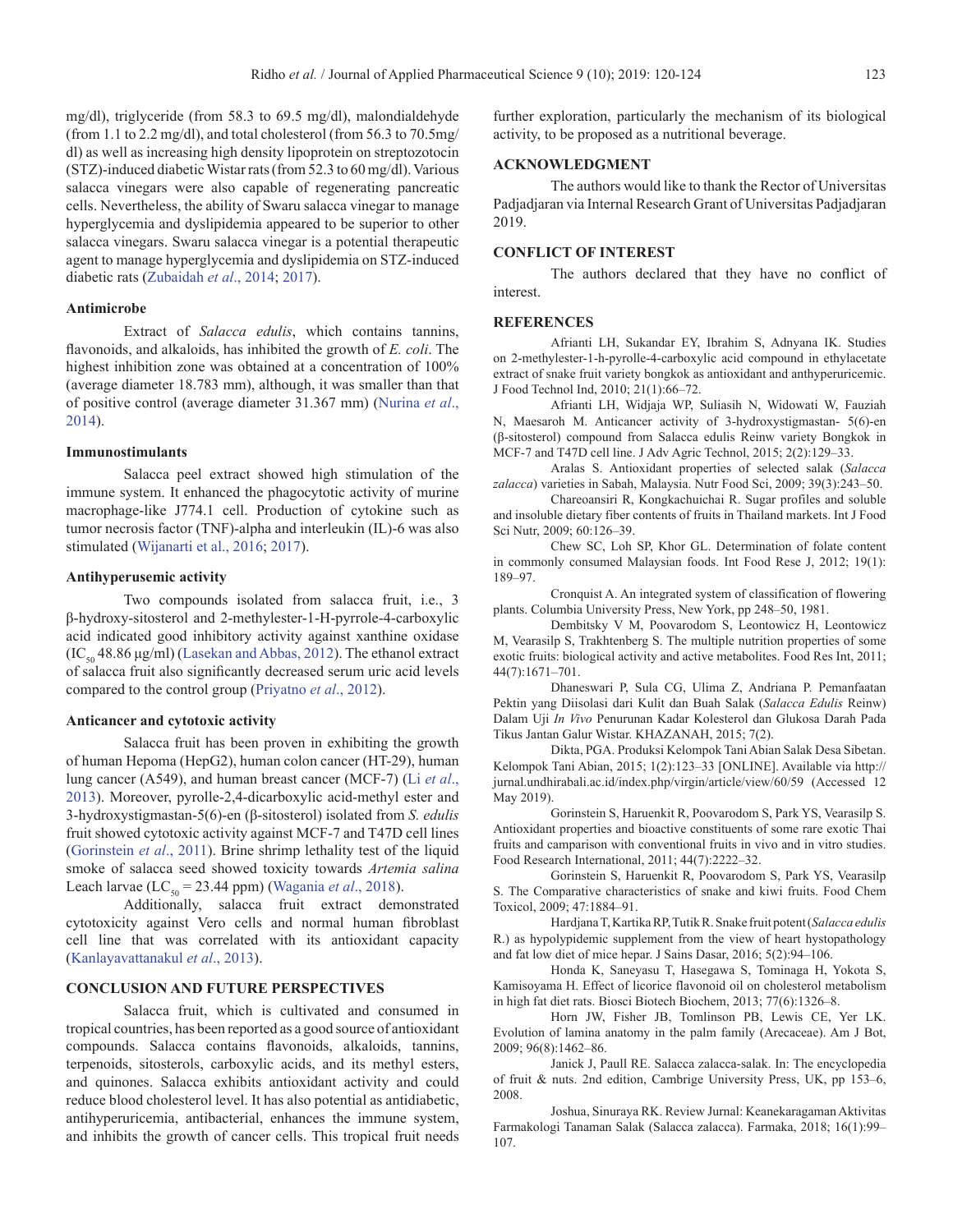mg/dl), triglyceride (from 58.3 to 69.5 mg/dl), malondialdehyde (from 1.1 to 2.2 mg/dl), and total cholesterol (from 56.3 to 70.5mg/dl) as well as increasing high density lipoprotein on streptozotocin (STZ)-induced diabetic Wistar rats (from 52.3 to 60 mg/dl). Various salacca vinegars were also capable of regenerating pancreatic cells. Nevertheless, the ability of Swaru salacca vinegar to manage hyperglycemia and dyslipidemia appeared to be superior to other salacca vinegars. Swaru salacca vinegar is a potential therapeutic agent to manage hyperglycemia and dyslipidemia on STZ-induced diabetic rats (Zubaidah *et al*., 2014; 2017).

### Antimicrobe

Extract of *Salacca edulis*, which contains tannins, flavonoids, and alkaloids, has inhibited the growth of *E. coli*. The highest inhibition zone was obtained at a concentration of 100% (average diameter 18.783 mm), although, it was smaller than that of positive control (average diameter 31.367 mm) (Nurina *et al*., 2014).

### Immunostimulants

Salacca peel extract showed high stimulation of the immune system. It enhanced the phagocytotic activity of murine macrophage-like J774.1 cell. Production of cytokine such as tumor necrosis factor (TNF)-alpha and interleukin (IL)-6 was also stimulated (Wijanarti et al., 2016; 2017).

### Antihyperusemic activity

Two compounds isolated from salacca fruit, i.e., 3 β-hydroxy-sitosterol and 2-methylester-1-H-pyrrole-4-carboxylic acid indicated good inhibitory activity against xanthine oxidase ($IC_{50}$ 48.86 μg/ml) (Lasekan and Abbas, 2012). The ethanol extract of salacca fruit also significantly decreased serum uric acid levels compared to the control group (Priyatno *et al*., 2012).

### Anticancer and cytotoxic activity

Salacca fruit has been proven in exhibiting the growth of human Hepoma (HepG2), human colon cancer (HT-29), human lung cancer (A549), and human breast cancer (MCF-7) (Li *et al*., 2013). Moreover, pyrolle-2,4-dicarboxylic acid-methyl ester and 3-hydroxystigmastan-5(6)-en (β-sitosterol) isolated from *S. edulis* fruit showed cytotoxic activity against MCF-7 and T47D cell lines (Gorinstein *et al*., 2011). Brine shrimp lethality test of the liquid smoke of salacca seed showed toxicity towards *Artemia salina* Leach larvae ($LC_{50}$ = 23.44 ppm) (Wagania *et al*., 2018).

Additionally, salacca fruit extract demonstrated cytotoxicity against Vero cells and normal human fibroblast cell line that was correlated with its antioxidant capacity (Kanlayavattanakul *et al*., 2013).

## CONCLUSION AND FUTURE PERSPECTIVES

Salacca fruit, which is cultivated and consumed in tropical countries, has been reported as a good source of antioxidant compounds. Salacca contains flavonoids, alkaloids, tannins, terpenoids, sitosterols, carboxylic acids, and its methyl esters, and quinones. Salacca exhibits antioxidant activity and could reduce blood cholesterol level. It has also potential as antidiabetic, antihyperuricemia, antibacterial, enhances the immune system, and inhibits the growth of cancer cells. This tropical fruit needs further exploration, particularly the mechanism of its biological activity, to be proposed as a nutritional beverage.

## ACKNOWLEDGMENT

The authors would like to thank the Rector of Universitas Padjadjaran via Internal Research Grant of Universitas Padjadjaran 2019.

## CONFLICT OF INTEREST

The authors declared that they have no conflict of interest.

## REFERENCES

Afrianti LH, Sukandar EY, Ibrahim S, Adnyana IK. Studies on 2-methylester-1-h-pyrolle-4-carboxylic acid compound in ethylacetate extract of snake fruit variety bongkok as antioxidant and anthyperuricemic. J Food Technol Ind, 2010; 21(1):66–72.

Afrianti LH, Widjaja WP, Suliasih N, Widowati W, Fauziah N, Maesaroh M. Anticancer activity of 3-hydroxystigmastan- 5(6)-en (β-sitosterol) compound from Salacca edulis Reinw variety Bongkok in MCF-7 and T47D cell line. J Adv Agric Technol, 2015; 2(2):129–33.

Aralas S. Antioxidant properties of selected salak (*Salacca zalacca*) varieties in Sabah, Malaysia. Nutr Food Sci, 2009; 39(3):243–50.

Chareoansiri R, Kongkachuichai R. Sugar profiles and soluble and insoluble dietary fiber contents of fruits in Thailand markets. Int J Food Sci Nutr, 2009; 60:126–39.

Chew SC, Loh SP, Khor GL. Determination of folate content in commonly consumed Malaysian foods. Int Food Rese J, 2012; 19(1): 189–97.

Cronquist A. An integrated system of classification of flowering plants. Columbia University Press, New York, pp 248–50, 1981.

Dembitsky V M, Poovarodom S, Leontowicz H, Leontowicz M, Vearasilp S, Trakhtenberg S. The multiple nutrition properties of some exotic fruits: biological activity and active metabolites. Food Res Int, 2011; 44(7):1671–701.

Dhaneswari P, Sula CG, Ulima Z, Andriana P. Pemanfaatan Pektin yang Diisolasi dari Kulit dan Buah Salak (*Salacca Edulis* Reinw) Dalam Uji *In Vivo* Penurunan Kadar Kolesterol dan Glukosa Darah Pada Tikus Jantan Galur Wistar. KHAZANAH, 2015; 7(2).

Dikta, PGA. Produksi Kelompok Tani Abian Salak Desa Sibetan. Kelompok Tani Abian, 2015; 1(2):123–33 [ONLINE]. Available via http://jurnal.undhirabali.ac.id/index.php/virgin/article/view/60/59 (Accessed 12 May 2019).

Gorinstein S, Haruenkit R, Poovarodom S, Park YS, Vearasilp S. Antioxidant properties and bioactive constituents of some rare exotic Thai fruits and camparison with conventional fruits in vivo and in vitro studies. Food Research International, 2011; 44(7):2222–32.

Gorinstein S, Haruenkit R, Poovarodom S, Park YS, Vearasilp S. The Comparative characteristics of snake and kiwi fruits. Food Chem Toxicol, 2009; 47:1884–91.

Hardjana T, Kartika RP, Tutik R. Snake fruit potent (*Salacca edulis* R.) as hypolypidemic supplement from the view of heart hystopathology and fat low diet of mice hepar. J Sains Dasar, 2016; 5(2):94–106.

Honda K, Saneyasu T, Hasegawa S, Tominaga H, Yokota S, Kamisoyama H. Effect of licorice flavonoid oil on cholesterol metabolism in high fat diet rats. Biosci Biotech Biochem, 2013; 77(6):1326–8.

Horn JW, Fisher JB, Tomlinson PB, Lewis CE, Yer LK. Evolution of lamina anatomy in the palm family (Arecaceae). Am J Bot, 2009; 96(8):1462–86.

Janick J, Paull RE. Salacca zalacca-salak. In: The encyclopedia of fruit & nuts. 2nd edition, Cambrige University Press, UK, pp 153–6, 2008.

Joshua, Sinuraya RK. Review Jurnal: Keanekaragaman Aktivitas Farmakologi Tanaman Salak (Salacca zalacca). Farmaka, 2018; 16(1):99–107.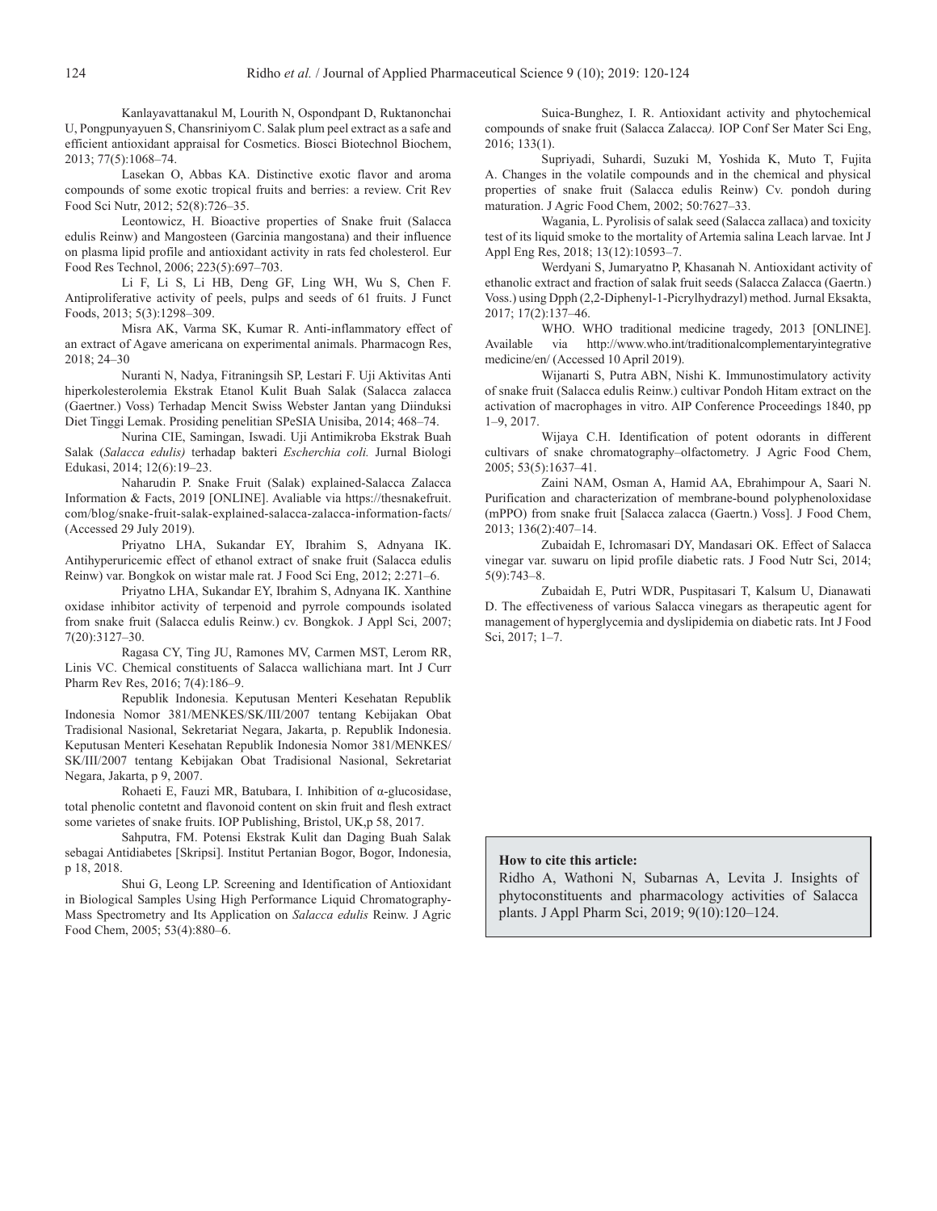Kanlayavattanakul M, Lourith N, Ospondpant D, Ruktanonchai U, Pongpunyayuen S, Chansriniyom C. Salak plum peel extract as a safe and efficient antioxidant appraisal for Cosmetics. Biosci Biotechnol Biochem, 2013; 77(5):1068–74.

Lasekan O, Abbas KA. Distinctive exotic flavor and aroma compounds of some exotic tropical fruits and berries: a review. Crit Rev Food Sci Nutr, 2012; 52(8):726–35.

Leontowicz, H. Bioactive properties of Snake fruit (Salacca edulis Reinw) and Mangosteen (Garcinia mangostana) and their influence on plasma lipid profile and antioxidant activity in rats fed cholesterol. Eur Food Res Technol, 2006; 223(5):697–703.

Li F, Li S, Li HB, Deng GF, Ling WH, Wu S, Chen F. Antiproliferative activity of peels, pulps and seeds of 61 fruits. J Funct Foods, 2013; 5(3):1298–309.

Misra AK, Varma SK, Kumar R. Anti-inflammatory effect of an extract of Agave americana on experimental animals. Pharmacogn Res, 2018; 24–30

Nuranti N, Nadya, Fitraningsih SP, Lestari F. Uji Aktivitas Anti hiperkolesterolemia Ekstrak Etanol Kulit Buah Salak (Salacca zalacca (Gaertner.) Voss) Terhadap Mencit Swiss Webster Jantan yang Diinduksi Diet Tinggi Lemak. Prosiding penelitian SPeSIA Unisiba, 2014; 468–74.

Nurina CIE, Samingan, Iswadi. Uji Antimikroba Ekstrak Buah Salak (*Salacca edulis)* terhadap bakteri *Escherchia coli.* Jurnal Biologi Edukasi, 2014; 12(6):19–23.

Naharudin P. Snake Fruit (Salak) explained-Salacca Zalacca Information & Facts, 2019 [ONLINE]. Avaliable via https://thesnakefruit.com/blog/snake-fruit-salak-explained-salacca-zalacca-information-facts/ (Accessed 29 July 2019).

Priyatno LHA, Sukandar EY, Ibrahim S, Adnyana IK. Antihyperuricemic effect of ethanol extract of snake fruit (Salacca edulis Reinw) var. Bongkok on wistar male rat. J Food Sci Eng, 2012; 2:271–6.

Priyatno LHA, Sukandar EY, Ibrahim S, Adnyana IK. Xanthine oxidase inhibitor activity of terpenoid and pyrrole compounds isolated from snake fruit (Salacca edulis Reinw.) cv. Bongkok. J Appl Sci, 2007; 7(20):3127–30.

Ragasa CY, Ting JU, Ramones MV, Carmen MST, Lerom RR, Linis VC. Chemical constituents of Salacca wallichiana mart. Int J Curr Pharm Rev Res, 2016; 7(4):186–9.

Republik Indonesia. Keputusan Menteri Kesehatan Republik Indonesia Nomor 381/MENKES/SK/III/2007 tentang Kebijakan Obat Tradisional Nasional, Sekretariat Negara, Jakarta, p. Republik Indonesia. Keputusan Menteri Kesehatan Republik Indonesia Nomor 381/MENKES/SK/III/2007 tentang Kebijakan Obat Tradisional Nasional, Sekretariat Negara, Jakarta, p 9, 2007.

Rohaeti E, Fauzi MR, Batubara, I. Inhibition of α-glucosidase, total phenolic contetnt and flavonoid content on skin fruit and flesh extract some varietes of snake fruits. IOP Publishing, Bristol, UK,p 58, 2017.

Sahputra, FM. Potensi Ekstrak Kulit dan Daging Buah Salak sebagai Antidiabetes [Skripsi]. Institut Pertanian Bogor, Bogor, Indonesia, p 18, 2018.

Shui G, Leong LP. Screening and Identification of Antioxidant in Biological Samples Using High Performance Liquid Chromatography-Mass Spectrometry and Its Application on *Salacca edulis* Reinw. J Agric Food Chem, 2005; 53(4):880–6.

Suica-Bunghez, I. R. Antioxidant activity and phytochemical compounds of snake fruit (Salacca Zalacca*).* IOP Conf Ser Mater Sci Eng, 2016; 133(1).

Supriyadi, Suhardi, Suzuki M, Yoshida K, Muto T, Fujita A. Changes in the volatile compounds and in the chemical and physical properties of snake fruit (Salacca edulis Reinw) Cv. pondoh during maturation. J Agric Food Chem, 2002; 50:7627–33.

Wagania, L. Pyrolisis of salak seed (Salacca zallaca) and toxicity test of its liquid smoke to the mortality of Artemia salina Leach larvae. Int J Appl Eng Res, 2018; 13(12):10593–7.

Werdyani S, Jumaryatno P, Khasanah N. Antioxidant activity of ethanolic extract and fraction of salak fruit seeds (Salacca Zalacca (Gaertn.) Voss.) using Dpph (2,2-Diphenyl-1-Picrylhydrazyl) method. Jurnal Eksakta, 2017; 17(2):137–46.

WHO. WHO traditional medicine tragedy, 2013 [ONLINE]. Available via http://www.who.int/traditionalcomplementaryintegrative medicine/en/ (Accessed 10 April 2019).

Wijanarti S, Putra ABN, Nishi K. Immunostimulatory activity of snake fruit (Salacca edulis Reinw.) cultivar Pondoh Hitam extract on the activation of macrophages in vitro. AIP Conference Proceedings 1840, pp 1–9, 2017.

Wijaya C.H. Identification of potent odorants in different cultivars of snake chromatography–olfactometry. J Agric Food Chem, 2005; 53(5):1637–41.

Zaini NAM, Osman A, Hamid AA, Ebrahimpour A, Saari N. Purification and characterization of membrane-bound polyphenoloxidase (mPPO) from snake fruit [Salacca zalacca (Gaertn.) Voss]. J Food Chem, 2013; 136(2):407–14.

Zubaidah E, Ichromasari DY, Mandasari OK. Effect of Salacca vinegar var. suwaru on lipid profile diabetic rats. J Food Nutr Sci, 2014; 5(9):743–8.

Zubaidah E, Putri WDR, Puspitasari T, Kalsum U, Dianawati D. The effectiveness of various Salacca vinegars as therapeutic agent for management of hyperglycemia and dyslipidemia on diabetic rats. Int J Food Sci, 2017; 1–7.

**How to cite this article:**

Ridho A, Wathoni N, Subarnas A, Levita J. Insights of phytoconstituents and pharmacology activities of Salacca plants. J Appl Pharm Sci, 2019; 9(10):120–124.